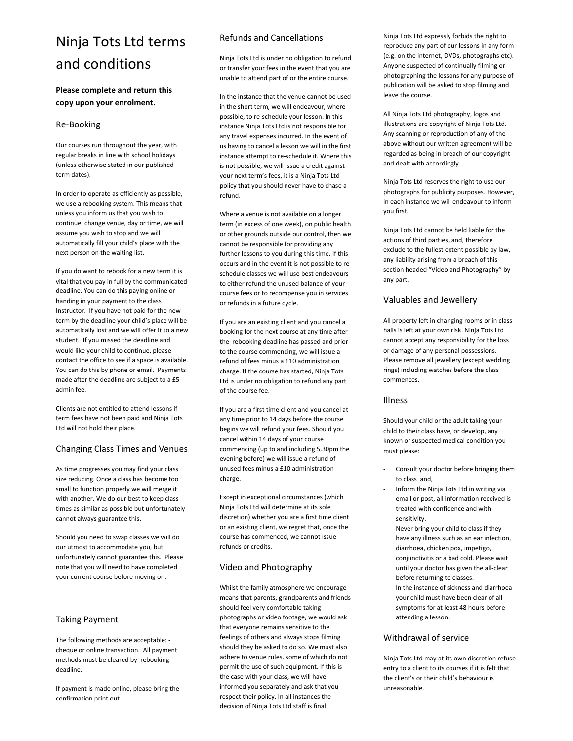# Ninja Tots Ltd terms and conditions

**Please complete and return this copy upon your enrolment.**

## Re-Booking

Our courses run throughout the year, with regular breaks in line with school holidays (unless otherwise stated in our published term dates).

In order to operate as efficiently as possible, we use a rebooking system. This means that unless you inform us that you wish to continue, change venue, day or time, we will assume you wish to stop and we will automatically fill your child's place with the next person on the waiting list.

If you do want to rebook for a new term it is vital that you pay in full by the communicated deadline. You can do this paying online or handing in your payment to the class Instructor. If you have not paid for the new term by the deadline your child's place will be automatically lost and we will offer it to a new student. If you missed the deadline and would like your child to continue, please contact the office to see if a space is available. You can do this by phone or email. Payments made after the deadline are subject to a £5 admin fee.

Clients are not entitled to attend lessons if term fees have not been paid and Ninja Tots Ltd will not hold their place.

## Changing Class Times and Venues

As time progresses you may find your class size reducing. Once a class has become too small to function properly we will merge it with another. We do our best to keep class times as similar as possible but unfortunately cannot always guarantee this.

Should you need to swap classes we will do our utmost to accommodate you, but unfortunately cannot guarantee this. Please note that you will need to have completed your current course before moving on.

## Taking Payment

The following methods are acceptable: - cheque or online transaction. All payment methods must be cleared by rebooking deadline.

If payment is made online, please bring the confirmation print out.

## Refunds and Cancellations

Ninja Tots Ltd is under no obligation to refund or transfer your fees in the event that you are unable to attend part of or the entire course.

In the instance that the venue cannot be used in the short term, we will endeavour, where possible, to re-schedule your lesson. In this instance Ninja Tots Ltd is not responsible for any travel expenses incurred. In the event of us having to cancel a lesson we will in the first instance attempt to re-schedule it. Where this is not possible, we will issue a credit against your next term's fees, it is a Ninja Tots Ltd policy that you should never have to chase a refund.

Where a venue is not available on a longer term (in excess of one week), on public health or other grounds outside our control, then we cannot be responsible for providing any further lessons to you during this time. If this occurs and in the event it is not possible to re-schedule classes we will use best endeavours to either refund the unused balance of your course fees or to recompense you in services or refunds in a future cycle.

If you are an existing client and you cancel a booking for the next course at any time after the rebooking deadline has passed and prior to the course commencing, we will issue a refund of fees minus a £10 administration charge. If the course has started, Ninja Tots Ltd is under no obligation to refund any part of the course fee.

If you are a first time client and you cancel at any time prior to 14 days before the course begins we will refund your fees. Should you cancel within 14 days of your course commencing (up to and including 5.30pm the evening before) we will issue a refund of unused fees minus a £10 administration charge.

Except in exceptional circumstances (which Ninja Tots Ltd will determine at its sole discretion) whether you are a first time client or an existing client, we regret that, once the course has commenced, we cannot issue refunds or credits.

## Video and Photography

Whilst the family atmosphere we encourage means that parents, grandparents and friends should feel very comfortable taking photographs or video footage, we would ask that everyone remains sensitive to the feelings of others and always stops filming should they be asked to do so. We must also adhere to venue rules, some of which do not permit the use of such equipment. If this is the case with your class, we will have informed you separately and ask that you respect their policy. In all instances the decision of Ninja Tots Ltd staff is final.

Ninja Tots Ltd expressly forbids the right to reproduce any part of our lessons in any form (e.g. on the internet, DVDs, photographs etc). Anyone suspected of continually filming or photographing the lessons for any purpose of publication will be asked to stop filming and leave the course.

All Ninja Tots Ltd photography, logos and illustrations are copyright of Ninja Tots Ltd. Any scanning or reproduction of any of the above without our written agreement will be regarded as being in breach of our copyright and dealt with accordingly.

Ninja Tots Ltd reserves the right to use our photographs for publicity purposes. However, in each instance we will endeavour to inform you first.

Ninja Tots Ltd cannot be held liable for the actions of third parties, and, therefore exclude to the fullest extent possible by law, any liability arising from a breach of this section headed "Video and Photography" by any part.

## Valuables and Jewellery

All property left in changing rooms or in class halls is left at your own risk. Ninja Tots Ltd cannot accept any responsibility for the loss or damage of any personal possessions. Please remove all jewellery (except wedding rings) including watches before the class commences.

## Illness

Should your child or the adult taking your child to their class have, or develop, any known or suspected medical condition you must please:

- Consult your doctor before bringing them to class and,
- Inform the Ninja Tots Ltd in writing via email or post, all information received is treated with confidence and with sensitivity.
- Never bring your child to class if they have any illness such as an ear infection, diarrhoea, chicken pox, impetigo, conjunctivitis or a bad cold. Please wait until your doctor has given the all-clear before returning to classes.
- In the instance of sickness and diarrhoea your child must have been clear of all symptoms for at least 48 hours before attending a lesson.

## Withdrawal of service

Ninja Tots Ltd may at its own discretion refuse entry to a client to its courses if it is felt that the client's or their child's behaviour is unreasonable.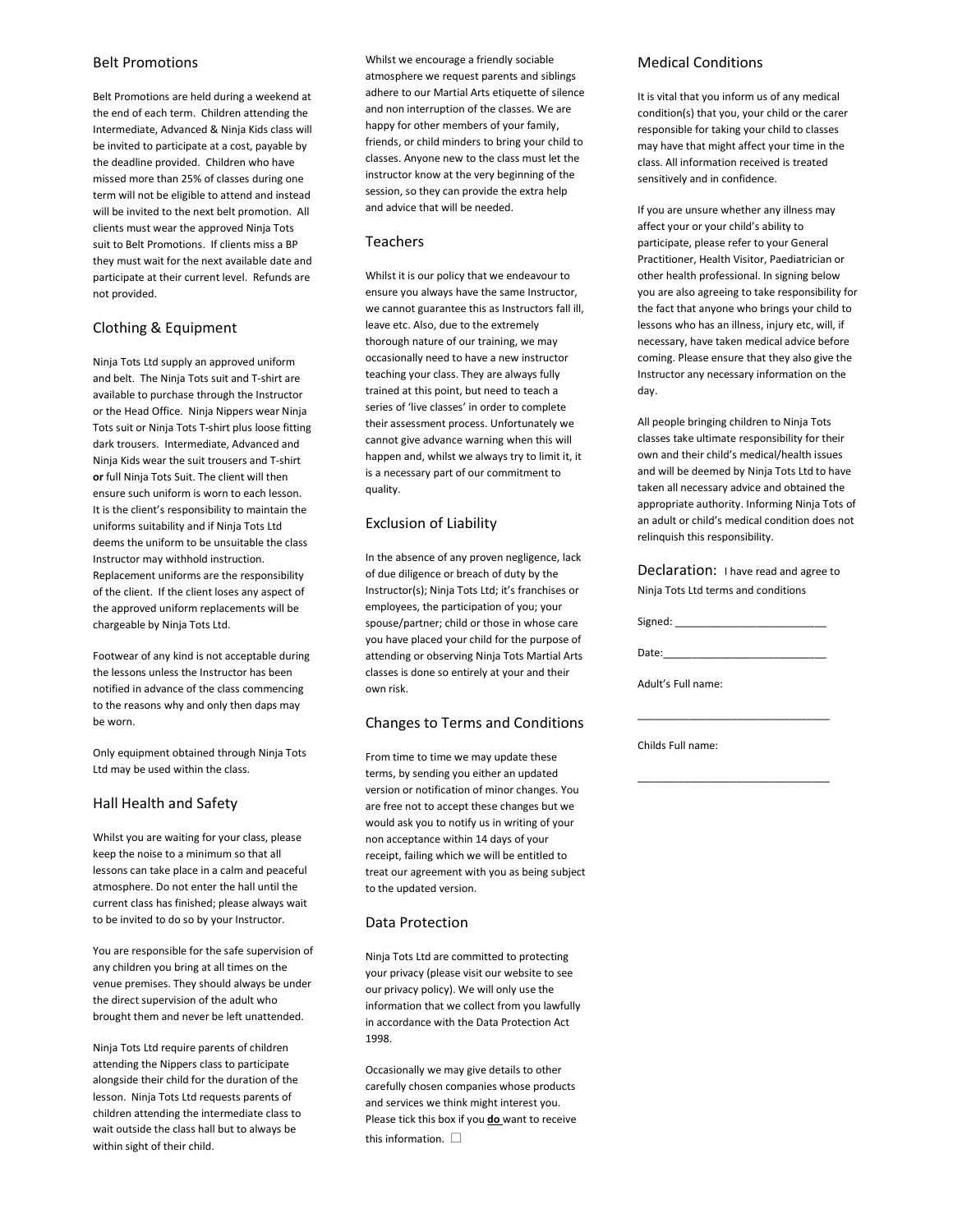## Belt Promotions

Belt Promotions are held during a weekend at the end of each term. Children attending the Intermediate, Advanced & Ninja Kids class will be invited to participate at a cost, payable by the deadline provided. Children who have missed more than 25% of classes during one term will not be eligible to attend and instead will be invited to the next belt promotion. All clients must wear the approved Ninja Tots suit to Belt Promotions. If clients miss a BP they must wait for the next available date and participate at their current level. Refunds are not provided.

## Clothing & Equipment

Ninja Tots Ltd supply an approved uniform and belt. The Ninja Tots suit and T-shirt are available to purchase through the Instructor or the Head Office. Ninja Nippers wear Ninja Tots suit or Ninja Tots T-shirt plus loose fitting dark trousers. Intermediate, Advanced and Ninja Kids wear the suit trousers and T-shirt **or** full Ninja Tots Suit. The client will then ensure such uniform is worn to each lesson. It is the client's responsibility to maintain the uniforms suitability and if Ninja Tots Ltd deems the uniform to be unsuitable the class Instructor may withhold instruction. Replacement uniforms are the responsibility of the client. If the client loses any aspect of the approved uniform replacements will be chargeable by Ninja Tots Ltd.

Footwear of any kind is not acceptable during the lessons unless the Instructor has been notified in advance of the class commencing to the reasons why and only then daps may be worn.

Only equipment obtained through Ninja Tots Ltd may be used within the class.

## Hall Health and Safety

Whilst you are waiting for your class, please keep the noise to a minimum so that all lessons can take place in a calm and peaceful atmosphere. Do not enter the hall until the current class has finished; please always wait to be invited to do so by your Instructor.

You are responsible for the safe supervision of any children you bring at all times on the venue premises. They should always be under the direct supervision of the adult who brought them and never be left unattended.

Ninja Tots Ltd require parents of children attending the Nippers class to participate alongside their child for the duration of the lesson. Ninja Tots Ltd requests parents of children attending the intermediate class to wait outside the class hall but to always be within sight of their child.

Whilst we encourage a friendly sociable atmosphere we request parents and siblings adhere to our Martial Arts etiquette of silence and non interruption of the classes. We are happy for other members of your family, friends, or child minders to bring your child to classes. Anyone new to the class must let the instructor know at the very beginning of the session, so they can provide the extra help and advice that will be needed.

## Teachers

Whilst it is our policy that we endeavour to ensure you always have the same Instructor, we cannot guarantee this as Instructors fall ill, leave etc. Also, due to the extremely thorough nature of our training, we may occasionally need to have a new instructor teaching your class. They are always fully trained at this point, but need to teach a series of 'live classes' in order to complete their assessment process. Unfortunately we cannot give advance warning when this will happen and, whilst we always try to limit it, it is a necessary part of our commitment to quality.

## Exclusion of Liability

In the absence of any proven negligence, lack of due diligence or breach of duty by the Instructor(s); Ninja Tots Ltd; it's franchises or employees, the participation of you; your spouse/partner; child or those in whose care you have placed your child for the purpose of attending or observing Ninja Tots Martial Arts classes is done so entirely at your and their own risk.

## Changes to Terms and Conditions

From time to time we may update these terms, by sending you either an updated version or notification of minor changes. You are free not to accept these changes but we would ask you to notify us in writing of your non acceptance within 14 days of your receipt, failing which we will be entitled to treat our agreement with you as being subject to the updated version.

## Data Protection

Ninja Tots Ltd are committed to protecting your privacy (please visit our website to see our privacy policy). We will only use the information that we collect from you lawfully in accordance with the Data Protection Act 1998.

Occasionally we may give details to other carefully chosen companies whose products and services we think might interest you. Please tick this box if you **do** want to receive this information. ☐

## Medical Conditions

It is vital that you inform us of any medical condition(s) that you, your child or the carer responsible for taking your child to classes may have that might affect your time in the class. All information received is treated sensitively and in confidence.

If you are unsure whether any illness may affect your or your child's ability to participate, please refer to your General Practitioner, Health Visitor, Paediatrician or other health professional. In signing below you are also agreeing to take responsibility for the fact that anyone who brings your child to lessons who has an illness, injury etc, will, if necessary, have taken medical advice before coming. Please ensure that they also give the Instructor any necessary information on the day.

All people bringing children to Ninja Tots classes take ultimate responsibility for their own and their child's medical/health issues and will be deemed by Ninja Tots Ltd to have taken all necessary advice and obtained the appropriate authority. Informing Ninja Tots of an adult or child's medical condition does not relinquish this responsibility.

## Declaration:

I have read and agree to Ninja Tots Ltd terms and conditions

Signed: _________________________

Date:___________________________

Adult's Full name:

_______________________________

Childs Full name:

_______________________________